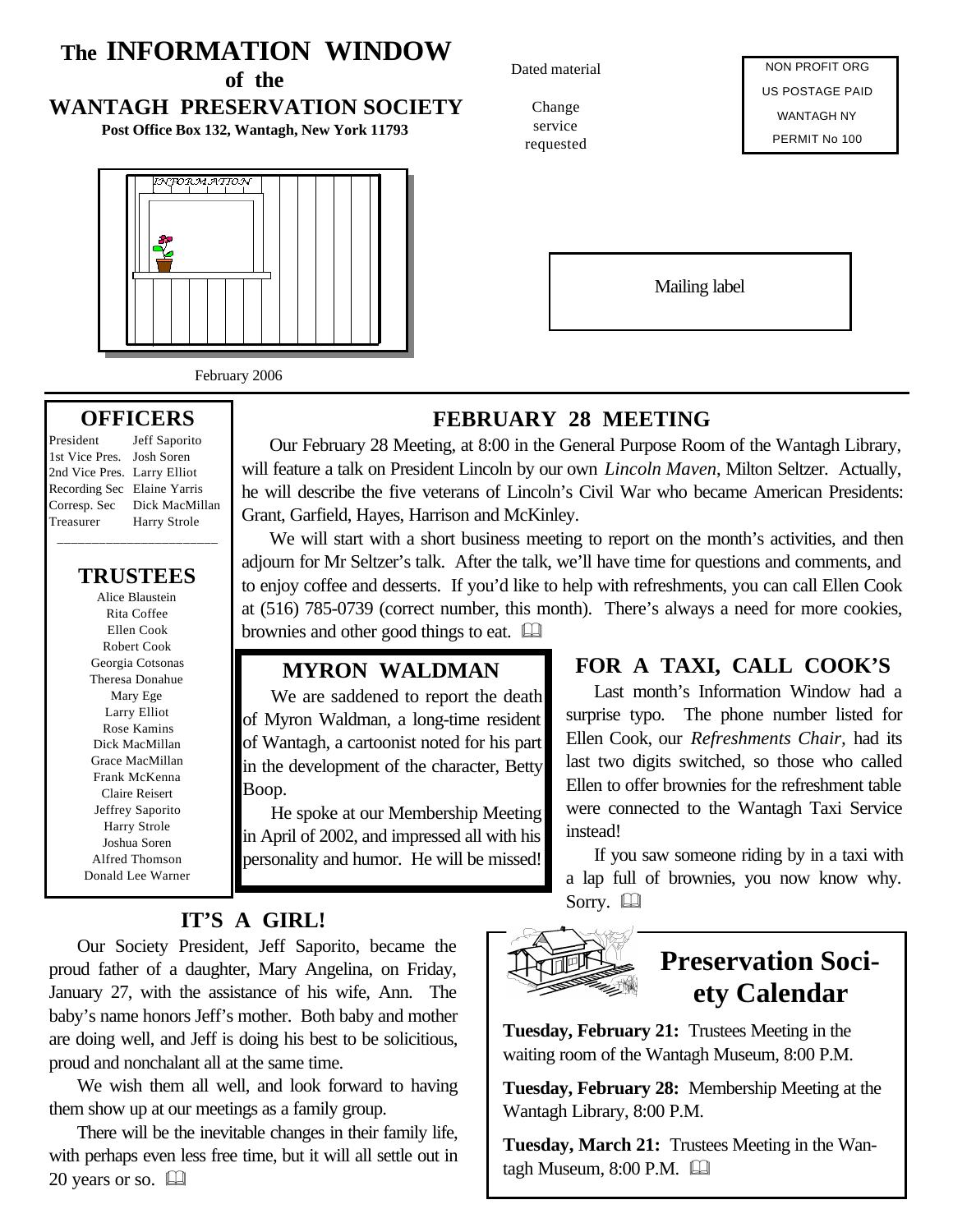# The INFORMATION WINDOW of the WANTAGH PRESERVATION SOCIETY

**Post Office Box 132, Wantagh, New York 11793**

Dated material

Change service requested

NON PROFIT ORG
US POSTAGE PAID
WANTAGH NY
PERMIT No 100

Mailing label

February 2006

## OFFICERS

| | |
|---|---|
| President | Jeff Saporito |
| 1st Vice Pres. | Josh Soren |
| 2nd Vice Pres. | Larry Elliot |
| Recording Sec | Elaine Yarris |
| Corresp. Sec | Dick MacMillan |
| Treasurer | Harry Strole |

## TRUSTEES

Alice Blaustein
Rita Coffee
Ellen Cook
Robert Cook
Georgia Cotsonas
Theresa Donahue
Mary Ege
Larry Elliot
Rose Kamins
Dick MacMillan
Grace MacMillan
Frank McKenna
Claire Reisert
Jeffrey Saporito
Harry Strole
Joshua Soren
Alfred Thomson
Donald Lee Warner

## FEBRUARY 28 MEETING

Our February 28 Meeting, at 8:00 in the General Purpose Room of the Wantagh Library, will feature a talk on President Lincoln by our own *Lincoln Maven*, Milton Seltzer. Actually, he will describe the five veterans of Lincoln's Civil War who became American Presidents: Grant, Garfield, Hayes, Harrison and McKinley.

We will start with a short business meeting to report on the month's activities, and then adjourn for Mr Seltzer's talk. After the talk, we'll have time for questions and comments, and to enjoy coffee and desserts. If you'd like to help with refreshments, you can call Ellen Cook at (516) 785-0739 (correct number, this month). There's always a need for more cookies, brownies and other good things to eat.

## MYRON WALDMAN

We are saddened to report the death of Myron Waldman, a long-time resident of Wantagh, a cartoonist noted for his part in the development of the character, Betty Boop.

He spoke at our Membership Meeting in April of 2002, and impressed all with his personality and humor. He will be missed!

## FOR A TAXI, CALL COOK'S

Last month's Information Window had a surprise typo. The phone number listed for Ellen Cook, our *Refreshments Chair,* had its last two digits switched, so those who called Ellen to offer brownies for the refreshment table were connected to the Wantagh Taxi Service instead!

If you saw someone riding by in a taxi with a lap full of brownies, you now know why. Sorry.

## IT'S A GIRL!

Our Society President, Jeff Saporito, became the proud father of a daughter, Mary Angelina, on Friday, January 27, with the assistance of his wife, Ann. The baby's name honors Jeff's mother. Both baby and mother are doing well, and Jeff is doing his best to be solicitious, proud and nonchalant all at the same time.

We wish them all well, and look forward to having them show up at our meetings as a family group.

There will be the inevitable changes in their family life, with perhaps even less free time, but it will all settle out in 20 years or so.

## Preservation Society Calendar

**Tuesday, February 21:** Trustees Meeting in the waiting room of the Wantagh Museum, 8:00 P.M.

**Tuesday, February 28:** Membership Meeting at the Wantagh Library, 8:00 P.M.

**Tuesday, March 21:** Trustees Meeting in the Wantagh Museum, 8:00 P.M.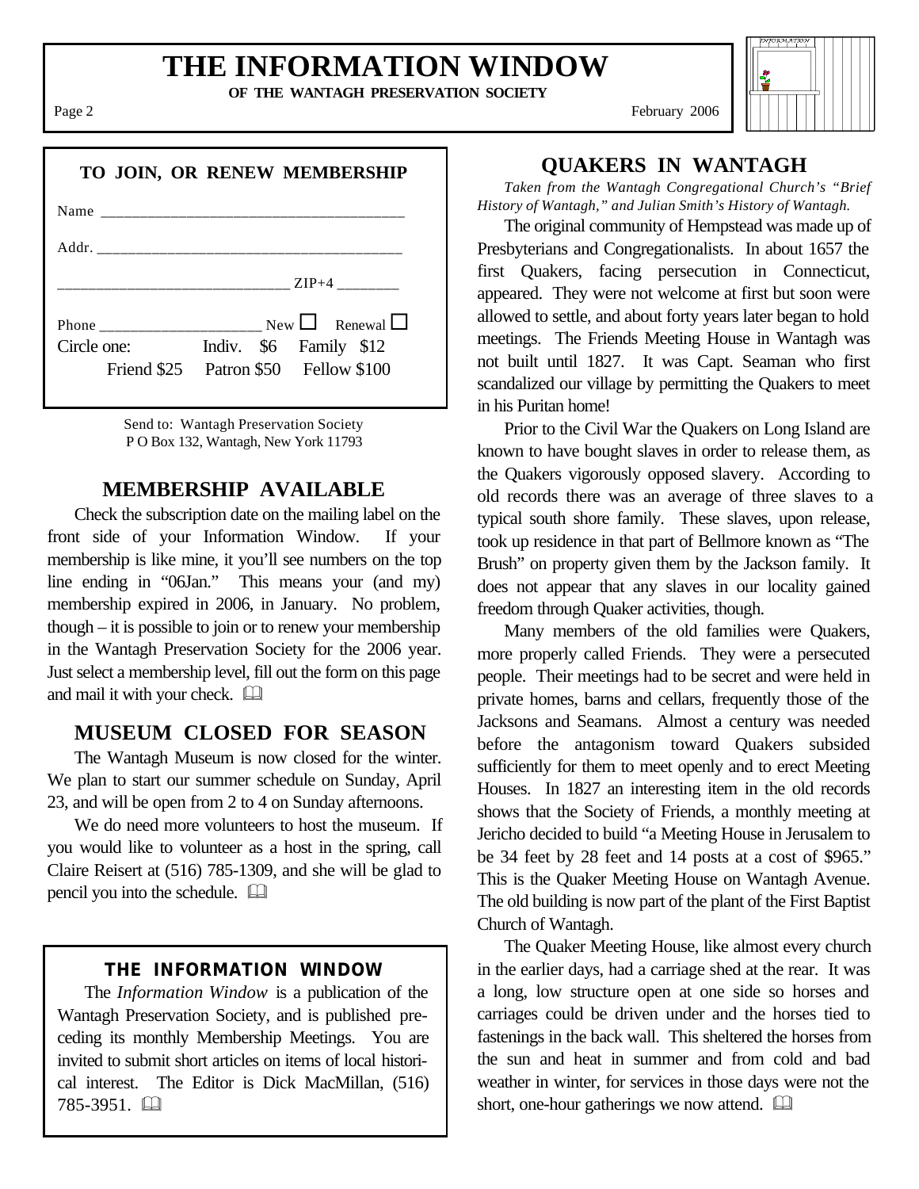# THE INFORMATION WINDOW

**OF THE WANTAGH PRESERVATION SOCIETY**

February 2006

## TO JOIN, OR RENEW MEMBERSHIP

Name ______________________________________

Addr. ______________________________________

______________________________ ZIP+4 ________

Phone ____________________ New ☐ Renewal ☐

Circle one: Indiv. $6 Family $12

Friend $25 Patron $50 Fellow $100

Send to: Wantagh Preservation Society
P O Box 132, Wantagh, New York 11793

## MEMBERSHIP AVAILABLE

Check the subscription date on the mailing label on the front side of your Information Window. If your membership is like mine, it you'll see numbers on the top line ending in "06Jan." This means your (and my) membership expired in 2006, in January. No problem, though – it is possible to join or to renew your membership in the Wantagh Preservation Society for the 2006 year. Just select a membership level, fill out the form on this page and mail it with your check. 🕮

## MUSEUM CLOSED FOR SEASON

The Wantagh Museum is now closed for the winter. We plan to start our summer schedule on Sunday, April 23, and will be open from 2 to 4 on Sunday afternoons.

We do need more volunteers to host the museum. If you would like to volunteer as a host in the spring, call Claire Reisert at (516) 785-1309, and she will be glad to pencil you into the schedule. 🕮

### THE INFORMATION WINDOW

The *Information Window* is a publication of the Wantagh Preservation Society, and is published preceding its monthly Membership Meetings. You are invited to submit short articles on items of local historical interest. The Editor is Dick MacMillan, (516) 785-3951. 🕮

## QUAKERS IN WANTAGH

*Taken from the Wantagh Congregational Church's "Brief History of Wantagh," and Julian Smith's History of Wantagh.*

The original community of Hempstead was made up of Presbyterians and Congregationalists. In about 1657 the first Quakers, facing persecution in Connecticut, appeared. They were not welcome at first but soon were allowed to settle, and about forty years later began to hold meetings. The Friends Meeting House in Wantagh was not built until 1827. It was Capt. Seaman who first scandalized our village by permitting the Quakers to meet in his Puritan home!

Prior to the Civil War the Quakers on Long Island are known to have bought slaves in order to release them, as the Quakers vigorously opposed slavery. According to old records there was an average of three slaves to a typical south shore family. These slaves, upon release, took up residence in that part of Bellmore known as "The Brush" on property given them by the Jackson family. It does not appear that any slaves in our locality gained freedom through Quaker activities, though.

Many members of the old families were Quakers, more properly called Friends. They were a persecuted people. Their meetings had to be secret and were held in private homes, barns and cellars, frequently those of the Jacksons and Seamans. Almost a century was needed before the antagonism toward Quakers subsided sufficiently for them to meet openly and to erect Meeting Houses. In 1827 an interesting item in the old records shows that the Society of Friends, a monthly meeting at Jericho decided to build "a Meeting House in Jerusalem to be 34 feet by 28 feet and 14 posts at a cost of $965." This is the Quaker Meeting House on Wantagh Avenue. The old building is now part of the plant of the First Baptist Church of Wantagh.

The Quaker Meeting House, like almost every church in the earlier days, had a carriage shed at the rear. It was a long, low structure open at one side so horses and carriages could be driven under and the horses tied to fastenings in the back wall. This sheltered the horses from the sun and heat in summer and from cold and bad weather in winter, for services in those days were not the short, one-hour gatherings we now attend. 🕮